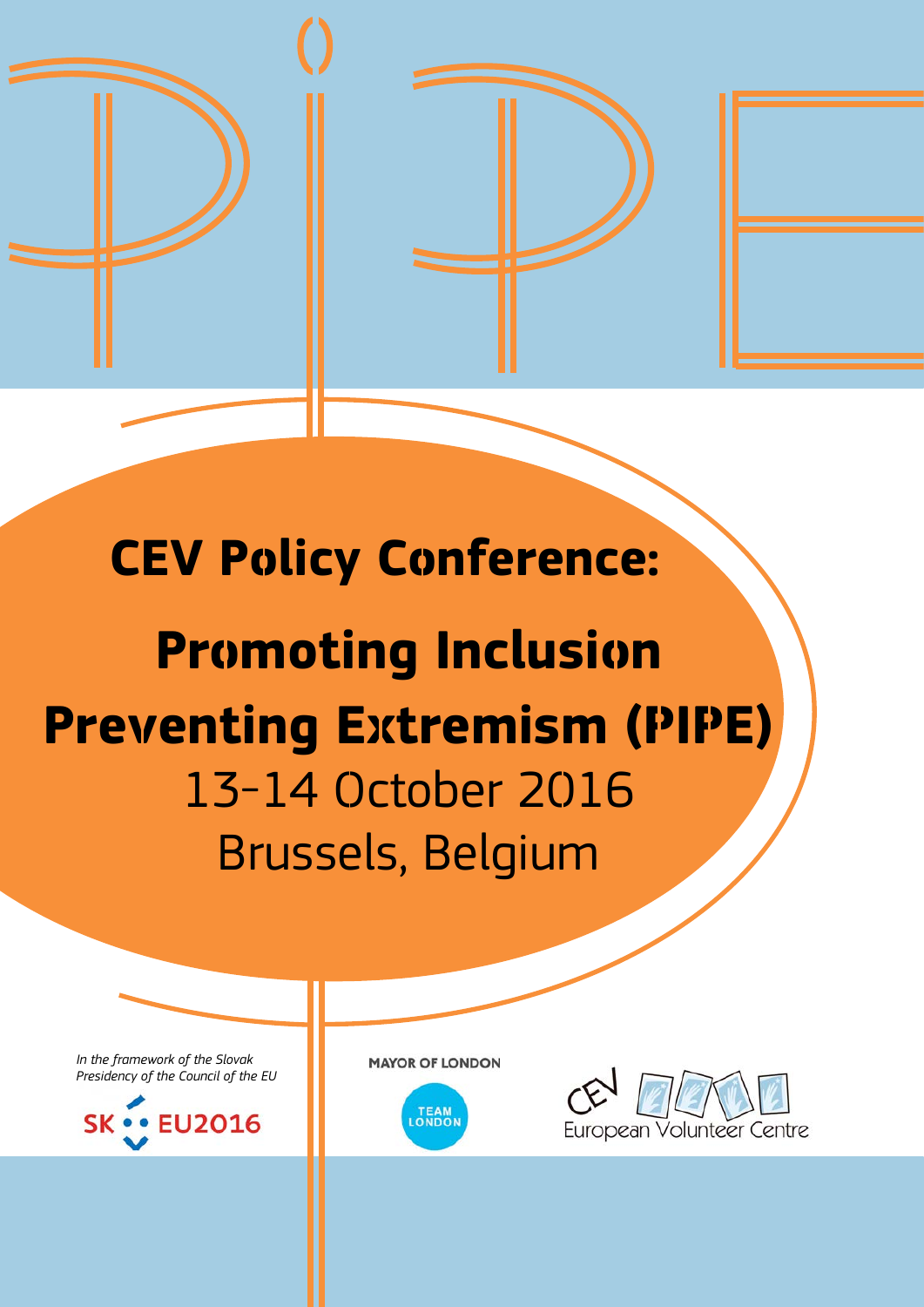# CEV Policy Conference:

# Promoting Inclusion Preventing Extremism (PIPE)

13-14 October 2016

Brussels, Belgium

*In the framework of the Slovak Presidency of the Council of the EU*

SK EU2016

MAYOR OF LONDON

TEAM LONDON

CEV European Volunteer Centre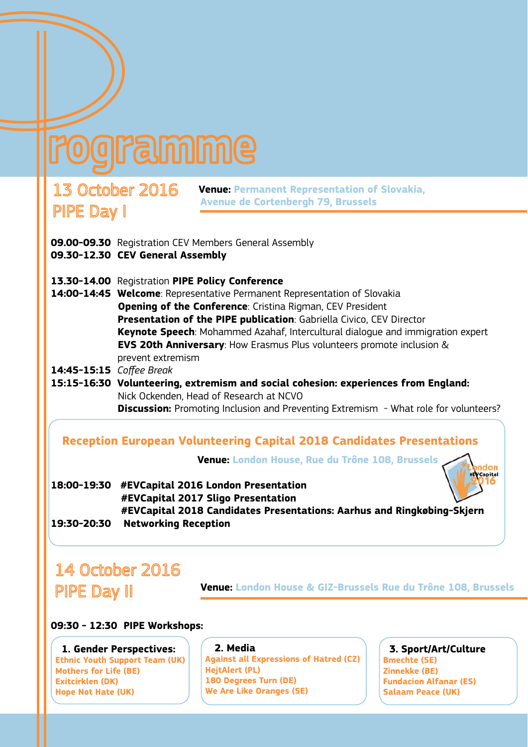# Programme

## 13 October 2016 PIPE Day I

**Venue:** Permanent Representation of Slovakia, Avenue de Cortenbergh 79, Brussels

**09.00-09.30** Registration CEV Members General Assembly
**09.30-12.30** **CEV General Assembly**

**13.30-14.00** Registration **PIPE Policy Conference**
**14:00-14:45** **Welcome**: Representative Permanent Representation of Slovakia
**Opening of the Conference**: Cristina Rigman, CEV President
**Presentation of the PIPE publication**: Gabriella Civico, CEV Director
**Keynote Speech**: Mohammed Azahaf, Intercultural dialogue and immigration expert
**EVS 20th Anniversary**: How Erasmus Plus volunteers promote inclusion & prevent extremism
**14:45-15:15** *Coffee Break*
**15:15-16:30** **Volunteering, extremism and social cohesion: experiences from England:** Nick Ockenden, Head of Research at NCVO
**Discussion:** Promoting Inclusion and Preventing Extremism - What role for volunteers?

### Reception European Volunteering Capital 2018 Candidates Presentations

**Venue:** London House, Rue du Trône 108, Brussels

**18:00-19:30** **#EVCapital 2016 London Presentation**
**#EVCapital 2017 Sligo Presentation**
**#EVCapital 2018 Candidates Presentations: Aarhus and Ringkøbing-Skjern**
**19:30-20:30** **Networking Reception**

## 14 October 2016 PIPE Day II

**Venue:** London House & GIZ-Brussels Rue du Trône 108, Brussels

**09:30 - 12:30 PIPE Workshops:**

**1. Gender Perspectives:**
- Ethnic Youth Support Team (UK)
- Mothers for Life (BE)
- Exitcirklen (DK)
- Hope Not Hate (UK)

**2. Media**
- Against all Expressions of Hatred (CZ)
- HejtAlert (PL)
- 180 Degrees Turn (DE)
- We Are Like Oranges (SE)

**3. Sport/Art/Culture**
- Bmechte (SE)
- Zinnekke (BE)
- Fundacion Alfanar (ES)
- Salaam Peace (UK)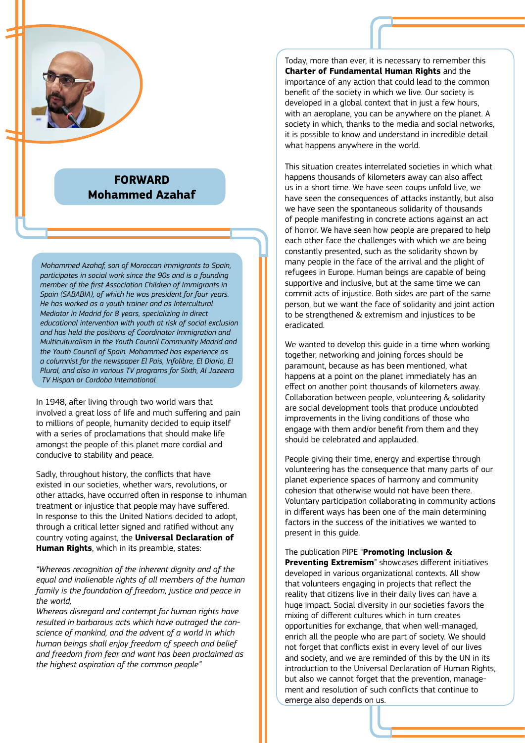## FORWARD
## Mohammed Azahaf

*Mohammed Azahaf, son of Moroccan immigrants to Spain, participates in social work since the 90s and is a founding member of the first Association Children of Immigrants in Spain (SABABIA), of which he was president for four years. He has worked as a youth trainer and as Intercultural Mediator in Madrid for 8 years, specializing in direct educational intervention with youth at risk of social exclusion and has held the positions of Coordinator Immigration and Multiculturalism in the Youth Council Community Madrid and the Youth Council of Spain. Mohammed has experience as a columnist for the newspaper El Pais, Infolibre, El Diario, El Plural, and also in various TV programs for Sixth, Al Jazeera TV Hispan or Cordoba International.*

In 1948, after living through two world wars that involved a great loss of life and much suffering and pain to millions of people, humanity decided to equip itself with a series of proclamations that should make life amongst the people of this planet more cordial and conducive to stability and peace.

Sadly, throughout history, the conflicts that have existed in our societies, whether wars, revolutions, or other attacks, have occurred often in response to inhuman treatment or injustice that people may have suffered. In response to this the United Nations decided to adopt, through a critical letter signed and ratified without any country voting against, the **Universal Declaration of Human Rights**, which in its preamble, states:

*"Whereas recognition of the inherent dignity and of the equal and inalienable rights of all members of the human family is the foundation of freedom, justice and peace in the world,*
*Whereas disregard and contempt for human rights have resulted in barbarous acts which have outraged the conscience of mankind, and the advent of a world in which human beings shall enjoy freedom of speech and belief and freedom from fear and want has been proclaimed as the highest aspiration of the common people"*

Today, more than ever, it is necessary to remember this **Charter of Fundamental Human Rights** and the importance of any action that could lead to the common benefit of the society in which we live. Our society is developed in a global context that in just a few hours, with an aeroplane, you can be anywhere on the planet. A society in which, thanks to the media and social networks, it is possible to know and understand in incredible detail what happens anywhere in the world.

This situation creates interrelated societies in which what happens thousands of kilometers away can also affect us in a short time. We have seen coups unfold live, we have seen the consequences of attacks instantly, but also we have seen the spontaneous solidarity of thousands of people manifesting in concrete actions against an act of horror. We have seen how people are prepared to help each other face the challenges with which we are being constantly presented, such as the solidarity shown by many people in the face of the arrival and the plight of refugees in Europe. Human beings are capable of being supportive and inclusive, but at the same time we can commit acts of injustice. Both sides are part of the same person, but we want the face of solidarity and joint action to be strengthened & extremism and injustices to be eradicated.

We wanted to develop this guide in a time when working together, networking and joining forces should be paramount, because as has been mentioned, what happens at a point on the planet immediately has an effect on another point thousands of kilometers away. Collaboration between people, volunteering & solidarity are social development tools that produce undoubted improvements in the living conditions of those who engage with them and/or benefit from them and they should be celebrated and applauded.

People giving their time, energy and expertise through volunteering has the consequence that many parts of our planet experience spaces of harmony and community cohesion that otherwise would not have been there. Voluntary participation collaborating in community actions in different ways has been one of the main determining factors in the success of the initiatives we wanted to present in this guide.

The publication PIPE "**Promoting Inclusion & Preventing Extremism**" showcases different initiatives developed in various organizational contexts. All show that volunteers engaging in projects that reflect the reality that citizens live in their daily lives can have a huge impact. Social diversity in our societies favors the mixing of different cultures which in turn creates opportunities for exchange, that when well-managed, enrich all the people who are part of society. We should not forget that conflicts exist in every level of our lives and society, and we are reminded of this by the UN in its introduction to the Universal Declaration of Human Rights, but also we cannot forget that the prevention, management and resolution of such conflicts that continue to emerge also depends on us.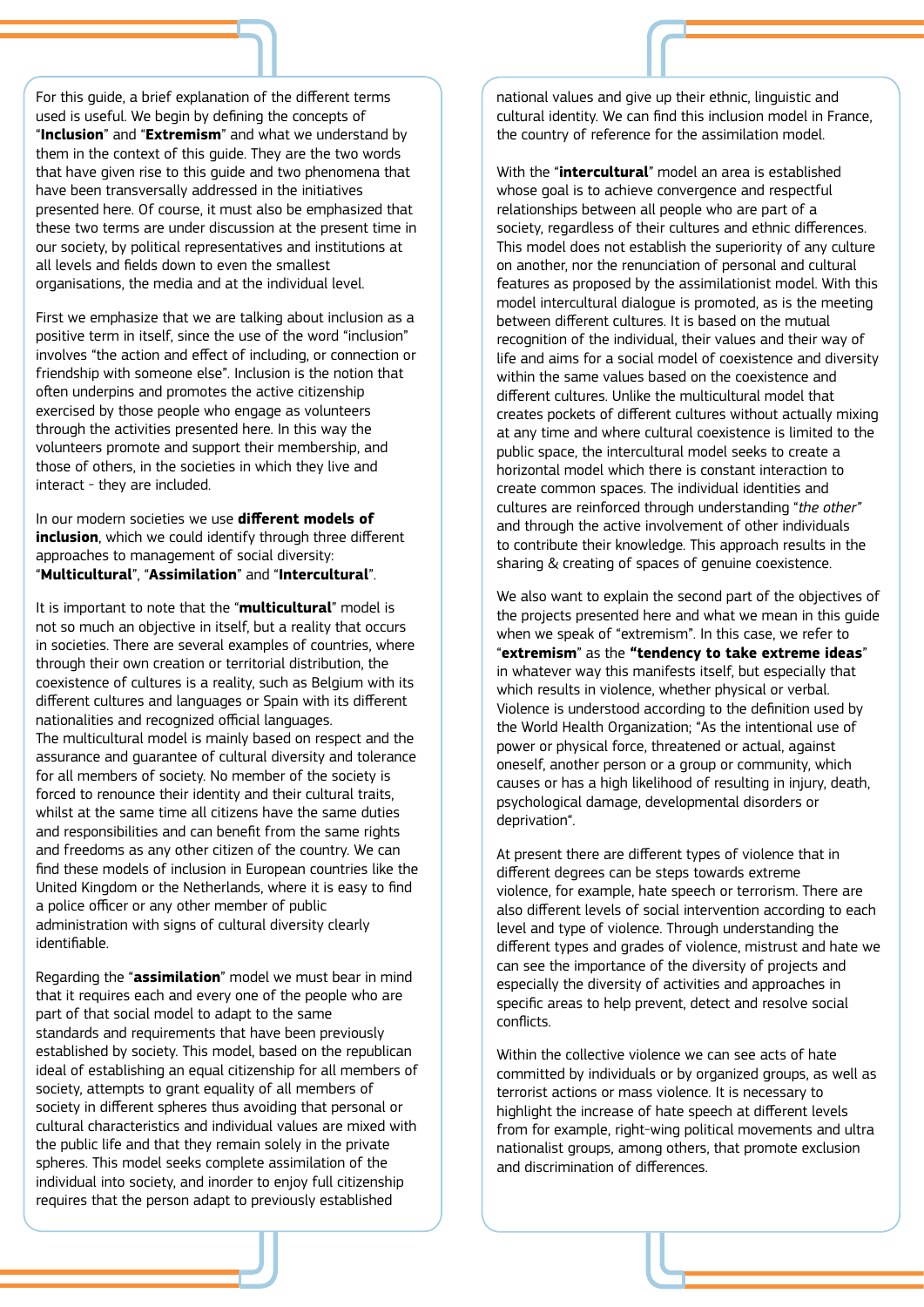For this guide, a brief explanation of the different terms used is useful. We begin by defining the concepts of "**Inclusion**" and "**Extremism**" and what we understand by them in the context of this guide. They are the two words that have given rise to this guide and two phenomena that have been transversally addressed in the initiatives presented here. Of course, it must also be emphasized that these two terms are under discussion at the present time in our society, by political representatives and institutions at all levels and fields down to even the smallest organisations, the media and at the individual level.

First we emphasize that we are talking about inclusion as a positive term in itself, since the use of the word "inclusion" involves "the action and effect of including, or connection or friendship with someone else". Inclusion is the notion that often underpins and promotes the active citizenship exercised by those people who engage as volunteers through the activities presented here. In this way the volunteers promote and support their membership, and those of others, in the societies in which they live and interact - they are included.

In our modern societies we use **different models of inclusion**, which we could identify through three different approaches to management of social diversity: "**Multicultural**", "**Assimilation**" and "**Intercultural**".

It is important to note that the "**multicultural**" model is not so much an objective in itself, but a reality that occurs in societies. There are several examples of countries, where through their own creation or territorial distribution, the coexistence of cultures is a reality, such as Belgium with its different cultures and languages or Spain with its different nationalities and recognized official languages.
The multicultural model is mainly based on respect and the assurance and guarantee of cultural diversity and tolerance for all members of society. No member of the society is forced to renounce their identity and their cultural traits, whilst at the same time all citizens have the same duties and responsibilities and can benefit from the same rights and freedoms as any other citizen of the country. We can find these models of inclusion in European countries like the United Kingdom or the Netherlands, where it is easy to find a police officer or any other member of public administration with signs of cultural diversity clearly identifiable.

Regarding the "**assimilation**" model we must bear in mind that it requires each and every one of the people who are part of that social model to adapt to the same standards and requirements that have been previously established by society. This model, based on the republican ideal of establishing an equal citizenship for all members of society, attempts to grant equality of all members of society in different spheres thus avoiding that personal or cultural characteristics and individual values are mixed with the public life and that they remain solely in the private spheres. This model seeks complete assimilation of the individual into society, and inorder to enjoy full citizenship requires that the person adapt to previously established national values and give up their ethnic, linguistic and cultural identity. We can find this inclusion model in France, the country of reference for the assimilation model.

With the "**intercultural**" model an area is established whose goal is to achieve convergence and respectful relationships between all people who are part of a society, regardless of their cultures and ethnic differences. This model does not establish the superiority of any culture on another, nor the renunciation of personal and cultural features as proposed by the assimilationist model. With this model intercultural dialogue is promoted, as is the meeting between different cultures. It is based on the mutual recognition of the individual, their values and their way of life and aims for a social model of coexistence and diversity within the same values based on the coexistence and different cultures. Unlike the multicultural model that creates pockets of different cultures without actually mixing at any time and where cultural coexistence is limited to the public space, the intercultural model seeks to create a horizontal model which there is constant interaction to create common spaces. The individual identities and cultures are reinforced through understanding "*the other*" and through the active involvement of other individuals to contribute their knowledge. This approach results in the sharing & creating of spaces of genuine coexistence.

We also want to explain the second part of the objectives of the projects presented here and what we mean in this guide when we speak of "extremism". In this case, we refer to "**extremism**" as the **"tendency to take extreme ideas"** in whatever way this manifests itself, but especially that which results in violence, whether physical or verbal. Violence is understood according to the definition used by the World Health Organization; "As the intentional use of power or physical force, threatened or actual, against oneself, another person or a group or community, which causes or has a high likelihood of resulting in injury, death, psychological damage, developmental disorders or deprivation".

At present there are different types of violence that in different degrees can be steps towards extreme violence, for example, hate speech or terrorism. There are also different levels of social intervention according to each level and type of violence. Through understanding the different types and grades of violence, mistrust and hate we can see the importance of the diversity of projects and especially the diversity of activities and approaches in specific areas to help prevent, detect and resolve social conflicts.

Within the collective violence we can see acts of hate committed by individuals or by organized groups, as well as terrorist actions or mass violence. It is necessary to highlight the increase of hate speech at different levels from for example, right-wing political movements and ultra nationalist groups, among others, that promote exclusion and discrimination of differences.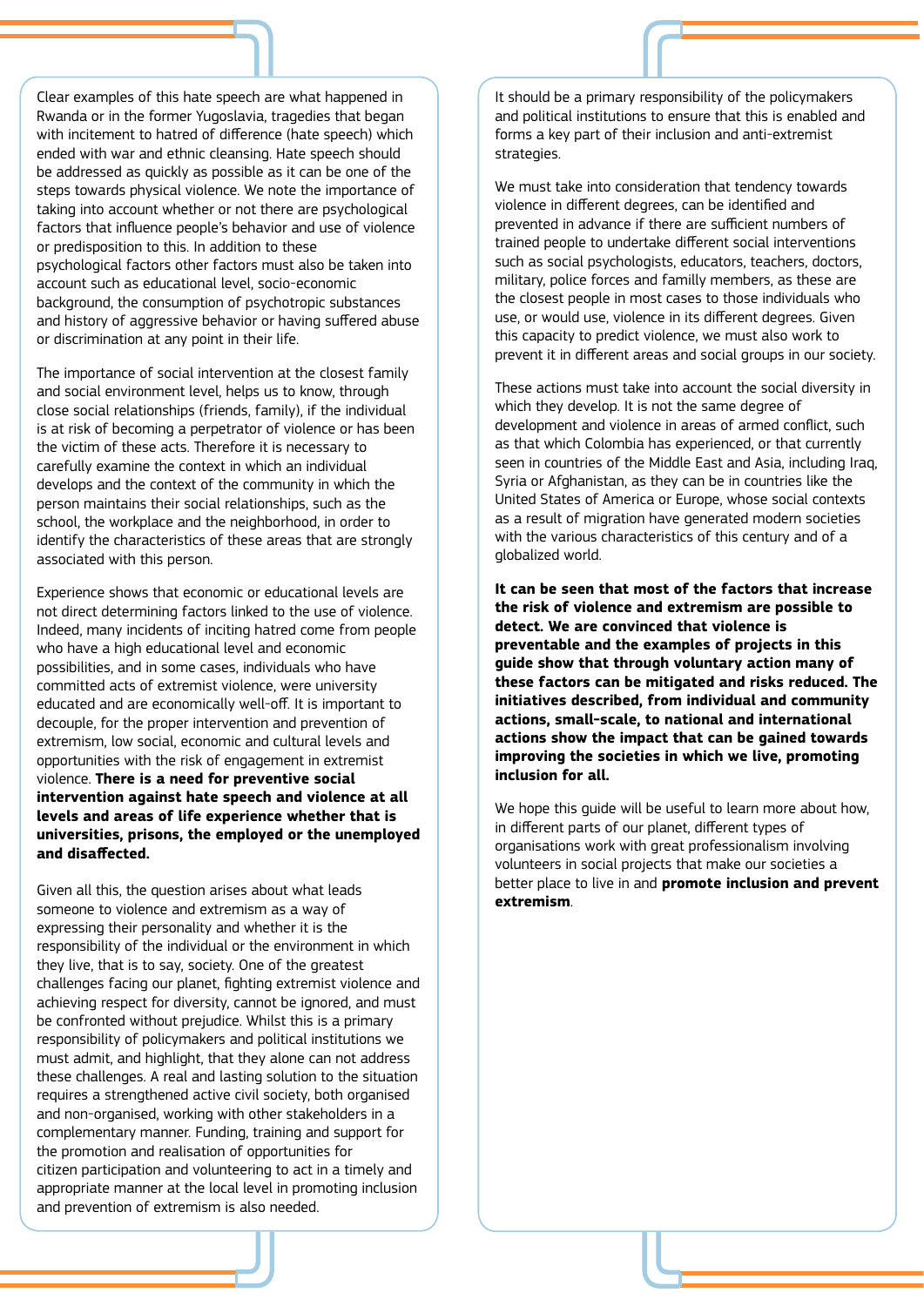Clear examples of this hate speech are what happened in Rwanda or in the former Yugoslavia, tragedies that began with incitement to hatred of difference (hate speech) which ended with war and ethnic cleansing. Hate speech should be addressed as quickly as possible as it can be one of the steps towards physical violence. We note the importance of taking into account whether or not there are psychological factors that influence people's behavior and use of violence or predisposition to this. In addition to these psychological factors other factors must also be taken into account such as educational level, socio-economic background, the consumption of psychotropic substances and history of aggressive behavior or having suffered abuse or discrimination at any point in their life.

The importance of social intervention at the closest family and social environment level, helps us to know, through close social relationships (friends, family), if the individual is at risk of becoming a perpetrator of violence or has been the victim of these acts. Therefore it is necessary to carefully examine the context in which an individual develops and the context of the community in which the person maintains their social relationships, such as the school, the workplace and the neighborhood, in order to identify the characteristics of these areas that are strongly associated with this person.

Experience shows that economic or educational levels are not direct determining factors linked to the use of violence. Indeed, many incidents of inciting hatred come from people who have a high educational level and economic possibilities, and in some cases, individuals who have committed acts of extremist violence, were university educated and are economically well-off. It is important to decouple, for the proper intervention and prevention of extremism, low social, economic and cultural levels and opportunities with the risk of engagement in extremist violence. **There is a need for preventive social intervention against hate speech and violence at all levels and areas of life experience whether that is universities, prisons, the employed or the unemployed and disaffected.**

Given all this, the question arises about what leads someone to violence and extremism as a way of expressing their personality and whether it is the responsibility of the individual or the environment in which they live, that is to say, society. One of the greatest challenges facing our planet, fighting extremist violence and achieving respect for diversity, cannot be ignored, and must be confronted without prejudice. Whilst this is a primary responsibility of policymakers and political institutions we must admit, and highlight, that they alone can not address these challenges. A real and lasting solution to the situation requires a strengthened active civil society, both organised and non-organised, working with other stakeholders in a complementary manner. Funding, training and support for the promotion and realisation of opportunities for citizen participation and volunteering to act in a timely and appropriate manner at the local level in promoting inclusion and prevention of extremism is also needed.

It should be a primary responsibility of the policymakers and political institutions to ensure that this is enabled and forms a key part of their inclusion and anti-extremist strategies.

We must take into consideration that tendency towards violence in different degrees, can be identified and prevented in advance if there are sufficient numbers of trained people to undertake different social interventions such as social psychologists, educators, teachers, doctors, military, police forces and familly members, as these are the closest people in most cases to those individuals who use, or would use, violence in its different degrees. Given this capacity to predict violence, we must also work to prevent it in different areas and social groups in our society.

These actions must take into account the social diversity in which they develop. It is not the same degree of development and violence in areas of armed conflict, such as that which Colombia has experienced, or that currently seen in countries of the Middle East and Asia, including Iraq, Syria or Afghanistan, as they can be in countries like the United States of America or Europe, whose social contexts as a result of migration have generated modern societies with the various characteristics of this century and of a globalized world.

**It can be seen that most of the factors that increase the risk of violence and extremism are possible to detect. We are convinced that violence is preventable and the examples of projects in this guide show that through voluntary action many of these factors can be mitigated and risks reduced. The initiatives described, from individual and community actions, small-scale, to national and international actions show the impact that can be gained towards improving the societies in which we live, promoting inclusion for all.**

We hope this guide will be useful to learn more about how, in different parts of our planet, different types of organisations work with great professionalism involving volunteers in social projects that make our societies a better place to live in and **promote inclusion and prevent extremism**.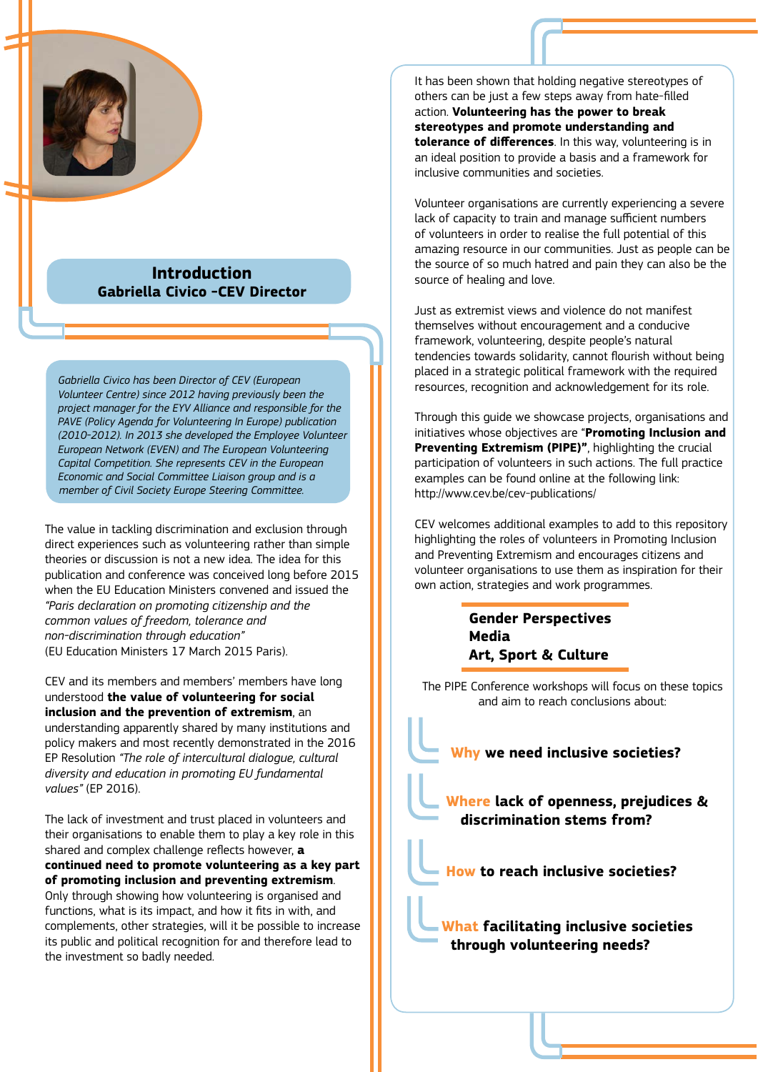## Introduction
### Gabriella Civico -CEV Director

*Gabriella Civico has been Director of CEV (European Volunteer Centre) since 2012 having previously been the project manager for the EYV Alliance and responsible for the PAVE (Policy Agenda for Volunteering In Europe) publication (2010-2012). In 2013 she developed the Employee Volunteer European Network (EVEN) and The European Volunteering Capital Competition. She represents CEV in the European Economic and Social Committee Liaison group and is a member of Civil Society Europe Steering Committee.*

The value in tackling discrimination and exclusion through direct experiences such as volunteering rather than simple theories or discussion is not a new idea. The idea for this publication and conference was conceived long before 2015 when the EU Education Ministers convened and issued the *"Paris declaration on promoting citizenship and the common values of freedom, tolerance and non-discrimination through education"* (EU Education Ministers 17 March 2015 Paris).

CEV and its members and members' members have long understood **the value of volunteering for social inclusion and the prevention of extremism**, an understanding apparently shared by many institutions and policy makers and most recently demonstrated in the 2016 EP Resolution *"The role of intercultural dialogue, cultural diversity and education in promoting EU fundamental values"* (EP 2016).

The lack of investment and trust placed in volunteers and their organisations to enable them to play a key role in this shared and complex challenge reflects however, **a continued need to promote volunteering as a key part of promoting inclusion and preventing extremism**. Only through showing how volunteering is organised and functions, what is its impact, and how it fits in with, and complements, other strategies, will it be possible to increase its public and political recognition for and therefore lead to the investment so badly needed.

It has been shown that holding negative stereotypes of others can be just a few steps away from hate-filled action. **Volunteering has the power to break stereotypes and promote understanding and tolerance of differences**. In this way, volunteering is in an ideal position to provide a basis and a framework for inclusive communities and societies.

Volunteer organisations are currently experiencing a severe lack of capacity to train and manage sufficient numbers of volunteers in order to realise the full potential of this amazing resource in our communities. Just as people can be the source of so much hatred and pain they can also be the source of healing and love.

Just as extremist views and violence do not manifest themselves without encouragement and a conducive framework, volunteering, despite people's natural tendencies towards solidarity, cannot flourish without being placed in a strategic political framework with the required resources, recognition and acknowledgement for its role.

Through this guide we showcase projects, organisations and initiatives whose objectives are "**Promoting Inclusion and Preventing Extremism (PIPE)"**, highlighting the crucial participation of volunteers in such actions. The full practice examples can be found online at the following link: http://www.cev.be/cev-publications/

CEV welcomes additional examples to add to this repository highlighting the roles of volunteers in Promoting Inclusion and Preventing Extremism and encourages citizens and volunteer organisations to use them as inspiration for their own action, strategies and work programmes.

**Gender Perspectives**
**Media**
**Art, Sport & Culture**

The PIPE Conference workshops will focus on these topics and aim to reach conclusions about:

**Why we need inclusive societies?**

**Where lack of openness, prejudices & discrimination stems from?**

**How to reach inclusive societies?**

**What facilitating inclusive societies through volunteering needs?**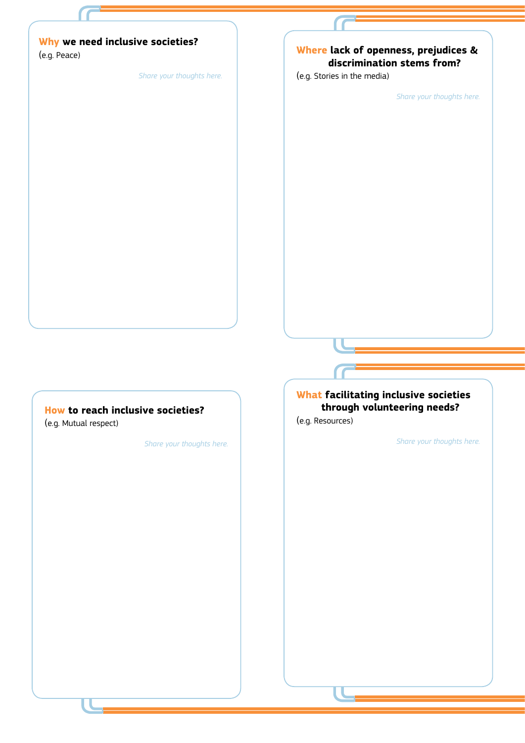**Why we need inclusive societies?**
(e.g. Peace)

*Share your thoughts here.*

**Where lack of openness, prejudices & discrimination stems from?**
(e.g. Stories in the media)

*Share your thoughts here.*

**How to reach inclusive societies?**
(e.g. Mutual respect)

*Share your thoughts here.*

**What facilitating inclusive societies through volunteering needs?**
(e.g. Resources)

*Share your thoughts here.*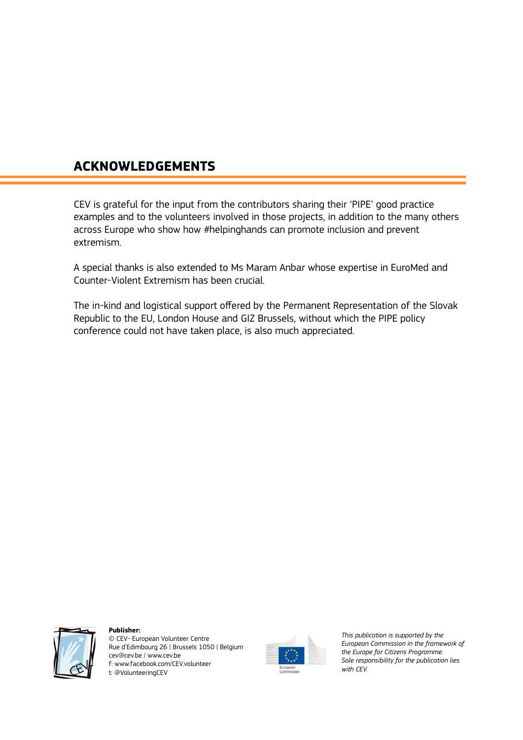## ACKNOWLEDGEMENTS

CEV is grateful for the input from the contributors sharing their 'PIPE' good practice examples and to the volunteers involved in those projects, in addition to the many others across Europe who show how #helpinghands can promote inclusion and prevent extremism.

A special thanks is also extended to Ms Maram Anbar whose expertise in EuroMed and Counter-Violent Extremism has been crucial.

The in-kind and logistical support offered by the Permanent Representation of the Slovak Republic to the EU, London House and GIZ Brussels, without which the PIPE policy conference could not have taken place, is also much appreciated.

**Publisher:**
© CEV- European Volunteer Centre
Rue d'Edimbourg 26 | Brussels 1050 | Belgium
cev@cev.be / www.cev.be
f: www.facebook.com/CEV.volunteer
t: @VolunteeringCEV

European Commission

*This publication is supported by the European Commission in the framework of the Europe for Citizens Programme. Sole responsibility for the publication lies with CEV.*